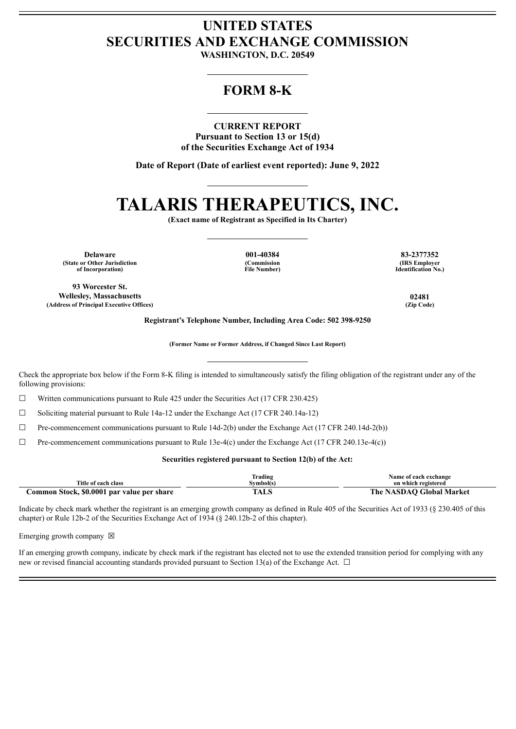# UNITED STATES
# SECURITIES AND EXCHANGE COMMISSION

**WASHINGTON, D.C. 20549**

## FORM 8-K

**CURRENT REPORT**
**Pursuant to Section 13 or 15(d)**
**of the Securities Exchange Act of 1934**

**Date of Report (Date of earliest event reported): June 9, 2022**

# TALARIS THERAPEUTICS, INC.

**(Exact name of Registrant as Specified in Its Charter)**

| **Delaware** | **001-40384** | **83-2377352** |
|---|---|---|
| **(State or Other Jurisdiction of Incorporation)** | **(Commission File Number)** | **(IRS Employer Identification No.)** |

| **93 Worcester St. Wellesley, Massachusetts** | **02481** |
|---|---|
| **(Address of Principal Executive Offices)** | **(Zip Code)** |

**Registrant's Telephone Number, Including Area Code: 502 398-9250**

**(Former Name or Former Address, if Changed Since Last Report)**

Check the appropriate box below if the Form 8-K filing is intended to simultaneously satisfy the filing obligation of the registrant under any of the following provisions:

☐ Written communications pursuant to Rule 425 under the Securities Act (17 CFR 230.425)

☐ Soliciting material pursuant to Rule 14a-12 under the Exchange Act (17 CFR 240.14a-12)

☐ Pre-commencement communications pursuant to Rule 14d-2(b) under the Exchange Act (17 CFR 240.14d-2(b))

☐ Pre-commencement communications pursuant to Rule 13e-4(c) under the Exchange Act (17 CFR 240.13e-4(c))

**Securities registered pursuant to Section 12(b) of the Act:**

| Title of each class | Trading Symbol(s) | Name of each exchange on which registered |
|---|---|---|
| **Common Stock, $0.0001 par value per share** | **TALS** | **The NASDAQ Global Market** |

Indicate by check mark whether the registrant is an emerging growth company as defined in Rule 405 of the Securities Act of 1933 (§ 230.405 of this chapter) or Rule 12b-2 of the Securities Exchange Act of 1934 (§ 240.12b-2 of this chapter).

Emerging growth company ☒

If an emerging growth company, indicate by check mark if the registrant has elected not to use the extended transition period for complying with any new or revised financial accounting standards provided pursuant to Section 13(a) of the Exchange Act. ☐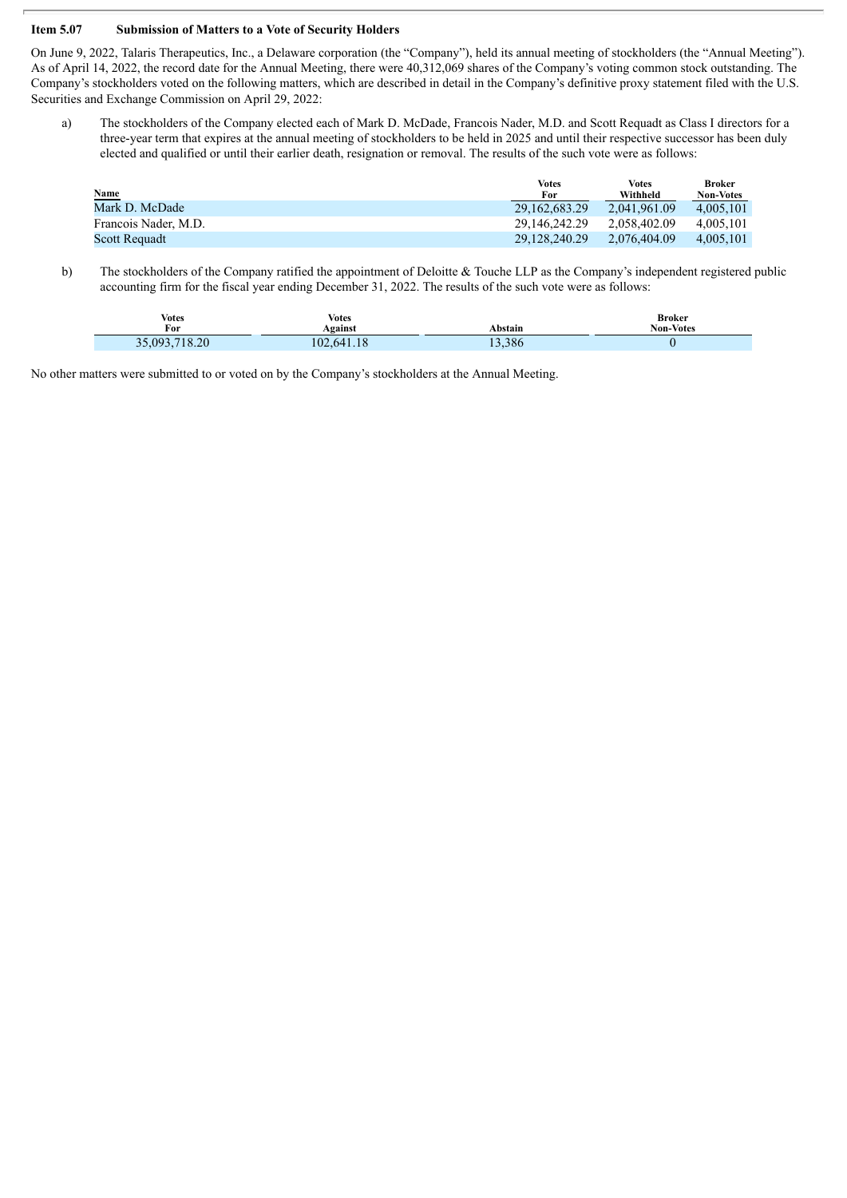**Item 5.07 Submission of Matters to a Vote of Security Holders**

On June 9, 2022, Talaris Therapeutics, Inc., a Delaware corporation (the "Company"), held its annual meeting of stockholders (the "Annual Meeting"). As of April 14, 2022, the record date for the Annual Meeting, there were 40,312,069 shares of the Company's voting common stock outstanding. The Company's stockholders voted on the following matters, which are described in detail in the Company's definitive proxy statement filed with the U.S. Securities and Exchange Commission on April 29, 2022:

a) The stockholders of the Company elected each of Mark D. McDade, Francois Nader, M.D. and Scott Requadt as Class I directors for a three-year term that expires at the annual meeting of stockholders to be held in 2025 and until their respective successor has been duly elected and qualified or until their earlier death, resignation or removal. The results of the such vote were as follows:

| Name | Votes For | Votes Withheld | Broker Non-Votes |
|---|---|---|---|
| Mark D. McDade | 29,162,683.29 | 2,041,961.09 | 4,005,101 |
| Francois Nader, M.D. | 29,146,242.29 | 2,058,402.09 | 4,005,101 |
| Scott Requadt | 29,128,240.29 | 2,076,404.09 | 4,005,101 |

b) The stockholders of the Company ratified the appointment of Deloitte & Touche LLP as the Company's independent registered public accounting firm for the fiscal year ending December 31, 2022. The results of the such vote were as follows:

| Votes For | Votes Against | Abstain | Broker Non-Votes |
|---|---|---|---|
| 35,093,718.20 | 102,641.18 | 13,386 | 0 |

No other matters were submitted to or voted on by the Company's stockholders at the Annual Meeting.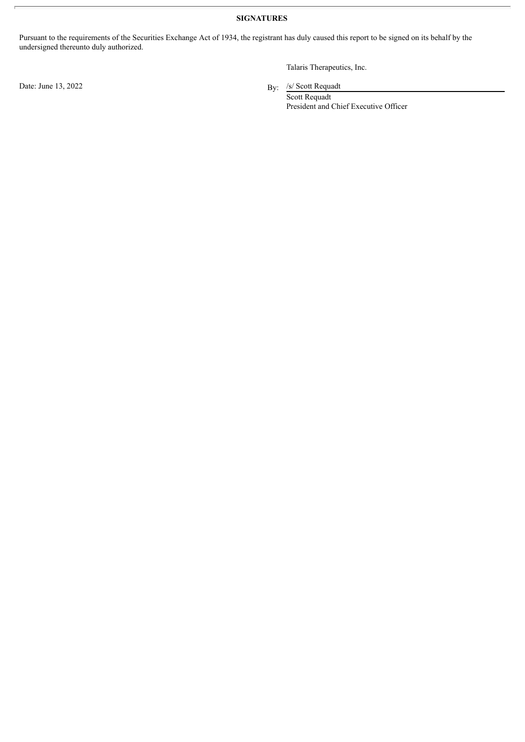**SIGNATURES**

Pursuant to the requirements of the Securities Exchange Act of 1934, the registrant has duly caused this report to be signed on its behalf by the undersigned thereunto duly authorized.

Talaris Therapeutics, Inc.

Date: June 13, 2022

By: /s/ Scott Requadt

Scott Requadt
President and Chief Executive Officer